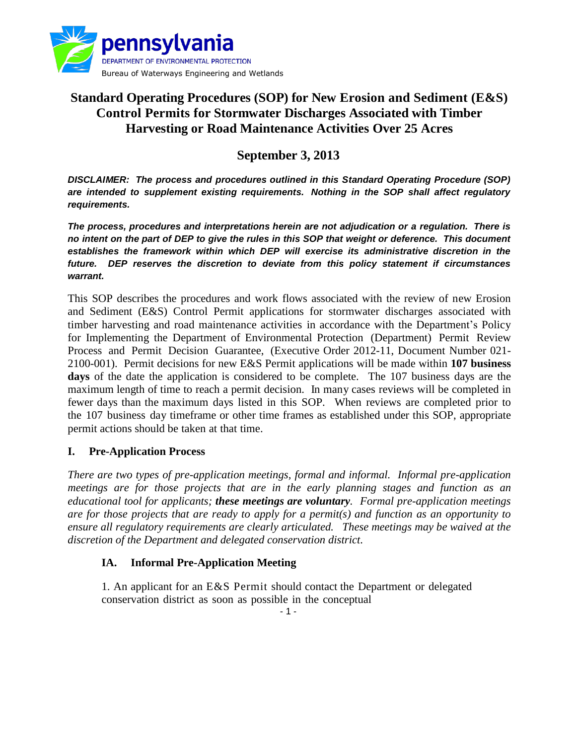pennsylvania
DEPARTMENT OF ENVIRONMENTAL PROTECTION
Bureau of Waterways Engineering and Wetlands

# Standard Operating Procedures (SOP) for New Erosion and Sediment (E&S) Control Permits for Stormwater Discharges Associated with Timber Harvesting or Road Maintenance Activities Over 25 Acres

## September 3, 2013

***DISCLAIMER: The process and procedures outlined in this Standard Operating Procedure (SOP) are intended to supplement existing requirements. Nothing in the SOP shall affect regulatory requirements.***

***The process, procedures and interpretations herein are not adjudication or a regulation. There is no intent on the part of DEP to give the rules in this SOP that weight or deference. This document establishes the framework within which DEP will exercise its administrative discretion in the future. DEP reserves the discretion to deviate from this policy statement if circumstances warrant.***

This SOP describes the procedures and work flows associated with the review of new Erosion and Sediment (E&S) Control Permit applications for stormwater discharges associated with timber harvesting and road maintenance activities in accordance with the Department's Policy for Implementing the Department of Environmental Protection (Department) Permit Review Process and Permit Decision Guarantee, (Executive Order 2012-11, Document Number 021-2100-001). Permit decisions for new E&S Permit applications will be made within **107 business days** of the date the application is considered to be complete. The 107 business days are the maximum length of time to reach a permit decision. In many cases reviews will be completed in fewer days than the maximum days listed in this SOP. When reviews are completed prior to the 107 business day timeframe or other time frames as established under this SOP, appropriate permit actions should be taken at that time.

### I. Pre-Application Process

*There are two types of pre-application meetings, formal and informal. Informal pre-application meetings are for those projects that are in the early planning stages and function as an educational tool for applicants;* ***these meetings are voluntary****. Formal pre-application meetings are for those projects that are ready to apply for a permit(s) and function as an opportunity to ensure all regulatory requirements are clearly articulated. These meetings may be waived at the discretion of the Department and delegated conservation district.*

#### IA. Informal Pre-Application Meeting

1. An applicant for an E&S Permit should contact the Department or delegated conservation district as soon as possible in the conceptual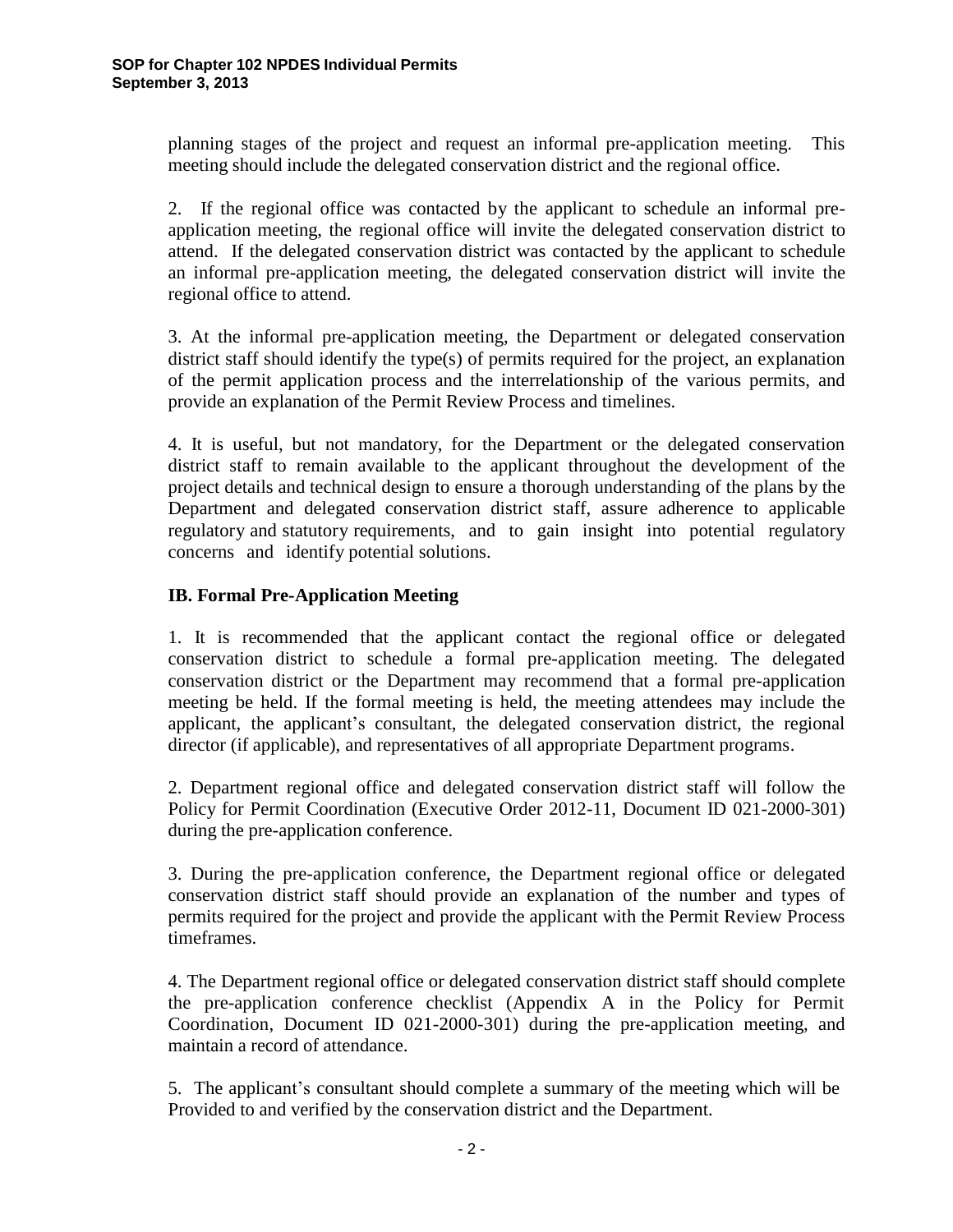planning stages of the project and request an informal pre-application meeting. This meeting should include the delegated conservation district and the regional office.

2. If the regional office was contacted by the applicant to schedule an informal pre-application meeting, the regional office will invite the delegated conservation district to attend. If the delegated conservation district was contacted by the applicant to schedule an informal pre-application meeting, the delegated conservation district will invite the regional office to attend.

3. At the informal pre-application meeting, the Department or delegated conservation district staff should identify the type(s) of permits required for the project, an explanation of the permit application process and the interrelationship of the various permits, and provide an explanation of the Permit Review Process and timelines.

4. It is useful, but not mandatory, for the Department or the delegated conservation district staff to remain available to the applicant throughout the development of the project details and technical design to ensure a thorough understanding of the plans by the Department and delegated conservation district staff, assure adherence to applicable regulatory and statutory requirements, and to gain insight into potential regulatory concerns and identify potential solutions.

## IB. Formal Pre-Application Meeting

1. It is recommended that the applicant contact the regional office or delegated conservation district to schedule a formal pre-application meeting. The delegated conservation district or the Department may recommend that a formal pre-application meeting be held. If the formal meeting is held, the meeting attendees may include the applicant, the applicant's consultant, the delegated conservation district, the regional director (if applicable), and representatives of all appropriate Department programs.

2. Department regional office and delegated conservation district staff will follow the Policy for Permit Coordination (Executive Order 2012-11, Document ID 021-2000-301) during the pre-application conference.

3. During the pre-application conference, the Department regional office or delegated conservation district staff should provide an explanation of the number and types of permits required for the project and provide the applicant with the Permit Review Process timeframes.

4. The Department regional office or delegated conservation district staff should complete the pre-application conference checklist (Appendix A in the Policy for Permit Coordination, Document ID 021-2000-301) during the pre-application meeting, and maintain a record of attendance.

5. The applicant's consultant should complete a summary of the meeting which will be Provided to and verified by the conservation district and the Department.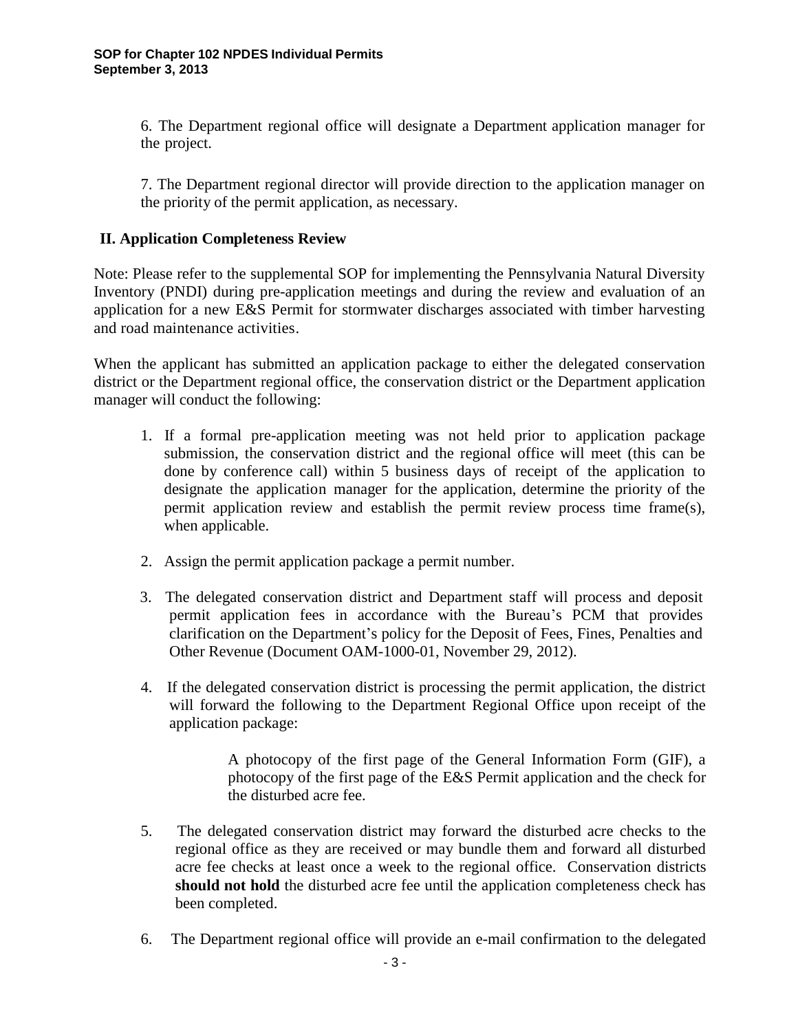6. The Department regional office will designate a Department application manager for the project.

7. The Department regional director will provide direction to the application manager on the priority of the permit application, as necessary.

## II. Application Completeness Review

Note: Please refer to the supplemental SOP for implementing the Pennsylvania Natural Diversity Inventory (PNDI) during pre-application meetings and during the review and evaluation of an application for a new E&S Permit for stormwater discharges associated with timber harvesting and road maintenance activities.

When the applicant has submitted an application package to either the delegated conservation district or the Department regional office, the conservation district or the Department application manager will conduct the following:

1. If a formal pre-application meeting was not held prior to application package submission, the conservation district and the regional office will meet (this can be done by conference call) within 5 business days of receipt of the application to designate the application manager for the application, determine the priority of the permit application review and establish the permit review process time frame(s), when applicable.

2. Assign the permit application package a permit number.

3. The delegated conservation district and Department staff will process and deposit permit application fees in accordance with the Bureau's PCM that provides clarification on the Department's policy for the Deposit of Fees, Fines, Penalties and Other Revenue (Document OAM-1000-01, November 29, 2012).

4. If the delegated conservation district is processing the permit application, the district will forward the following to the Department Regional Office upon receipt of the application package:

   A photocopy of the first page of the General Information Form (GIF), a photocopy of the first page of the E&S Permit application and the check for the disturbed acre fee.

5. The delegated conservation district may forward the disturbed acre checks to the regional office as they are received or may bundle them and forward all disturbed acre fee checks at least once a week to the regional office. Conservation districts **should not hold** the disturbed acre fee until the application completeness check has been completed.

6. The Department regional office will provide an e-mail confirmation to the delegated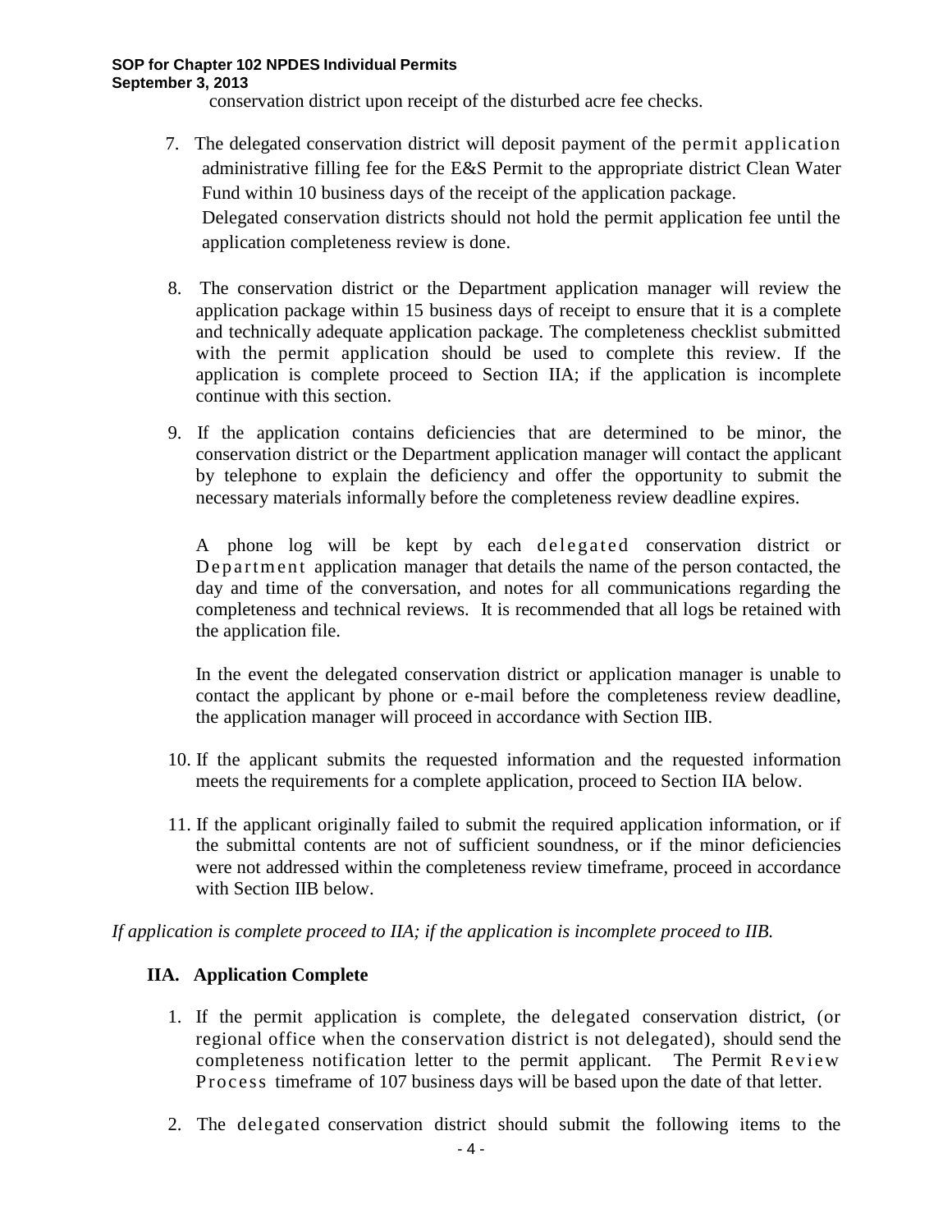conservation district upon receipt of the disturbed acre fee checks.

7. The delegated conservation district will deposit payment of the permit application administrative filling fee for the E&S Permit to the appropriate district Clean Water Fund within 10 business days of the receipt of the application package. Delegated conservation districts should not hold the permit application fee until the application completeness review is done.

8. The conservation district or the Department application manager will review the application package within 15 business days of receipt to ensure that it is a complete and technically adequate application package. The completeness checklist submitted with the permit application should be used to complete this review. If the application is complete proceed to Section IIA; if the application is incomplete continue with this section.

9. If the application contains deficiencies that are determined to be minor, the conservation district or the Department application manager will contact the applicant by telephone to explain the deficiency and offer the opportunity to submit the necessary materials informally before the completeness review deadline expires.

   A phone log will be kept by each delegated conservation district or Department application manager that details the name of the person contacted, the day and time of the conversation, and notes for all communications regarding the completeness and technical reviews. It is recommended that all logs be retained with the application file.

   In the event the delegated conservation district or application manager is unable to contact the applicant by phone or e-mail before the completeness review deadline, the application manager will proceed in accordance with Section IIB.

10. If the applicant submits the requested information and the requested information meets the requirements for a complete application, proceed to Section IIA below.

11. If the applicant originally failed to submit the required application information, or if the submittal contents are not of sufficient soundness, or if the minor deficiencies were not addressed within the completeness review timeframe, proceed in accordance with Section IIB below.

*If application is complete proceed to IIA; if the application is incomplete proceed to IIB.*

## IIA. Application Complete

1. If the permit application is complete, the delegated conservation district, (or regional office when the conservation district is not delegated), should send the completeness notification letter to the permit applicant. The Permit Review Process timeframe of 107 business days will be based upon the date of that letter.

2. The delegated conservation district should submit the following items to the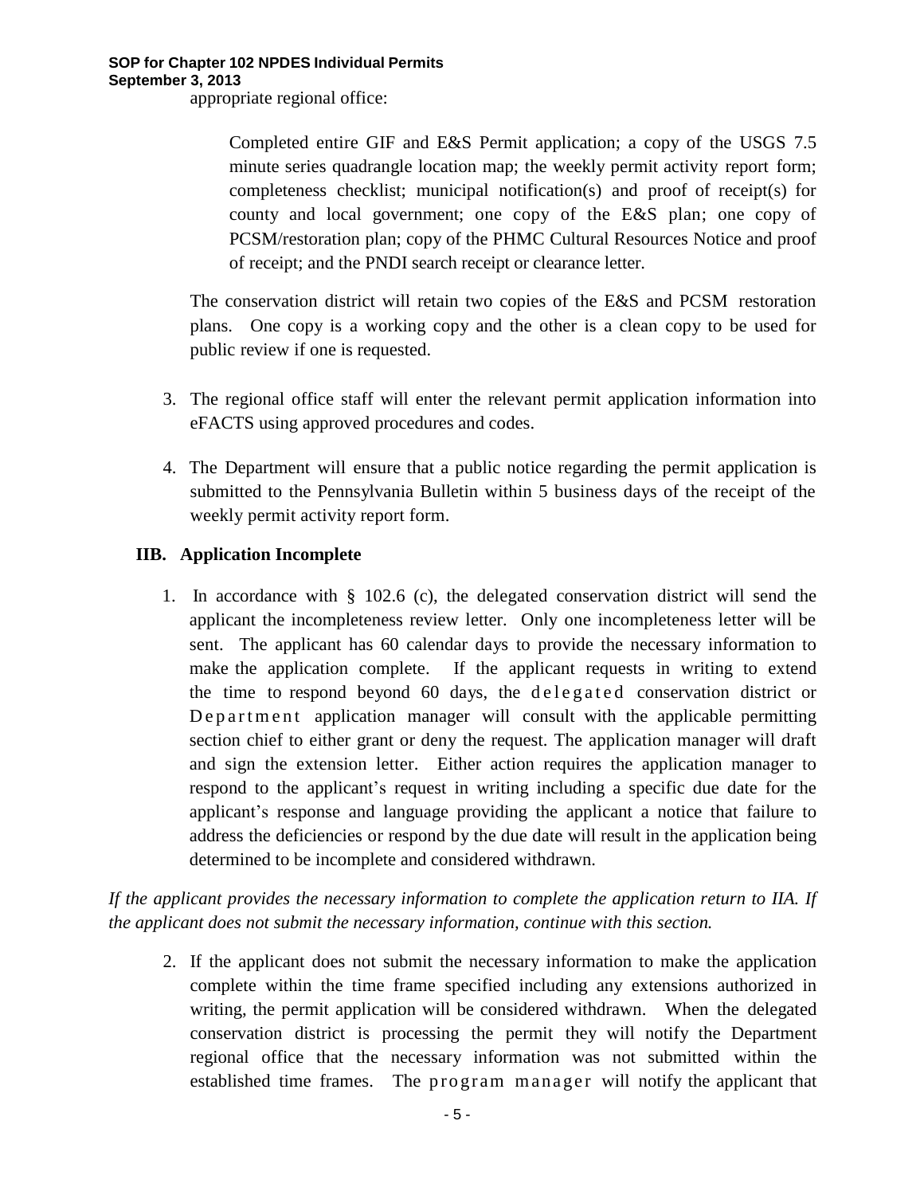appropriate regional office:

> Completed entire GIF and E&S Permit application; a copy of the USGS 7.5 minute series quadrangle location map; the weekly permit activity report form; completeness checklist; municipal notification(s) and proof of receipt(s) for county and local government; one copy of the E&S plan; one copy of PCSM/restoration plan; copy of the PHMC Cultural Resources Notice and proof of receipt; and the PNDI search receipt or clearance letter.

The conservation district will retain two copies of the E&S and PCSM restoration plans. One copy is a working copy and the other is a clean copy to be used for public review if one is requested.

3. The regional office staff will enter the relevant permit application information into eFACTS using approved procedures and codes.

4. The Department will ensure that a public notice regarding the permit application is submitted to the Pennsylvania Bulletin within 5 business days of the receipt of the weekly permit activity report form.

## IIB. Application Incomplete

1. In accordance with § 102.6 (c), the delegated conservation district will send the applicant the incompleteness review letter. Only one incompleteness letter will be sent. The applicant has 60 calendar days to provide the necessary information to make the application complete. If the applicant requests in writing to extend the time to respond beyond 60 days, the delegated conservation district or Department application manager will consult with the applicable permitting section chief to either grant or deny the request. The application manager will draft and sign the extension letter. Either action requires the application manager to respond to the applicant's request in writing including a specific due date for the applicant's response and language providing the applicant a notice that failure to address the deficiencies or respond by the due date will result in the application being determined to be incomplete and considered withdrawn.

*If the applicant provides the necessary information to complete the application return to IIA. If the applicant does not submit the necessary information, continue with this section.*

2. If the applicant does not submit the necessary information to make the application complete within the time frame specified including any extensions authorized in writing, the permit application will be considered withdrawn. When the delegated conservation district is processing the permit they will notify the Department regional office that the necessary information was not submitted within the established time frames. The program manager will notify the applicant that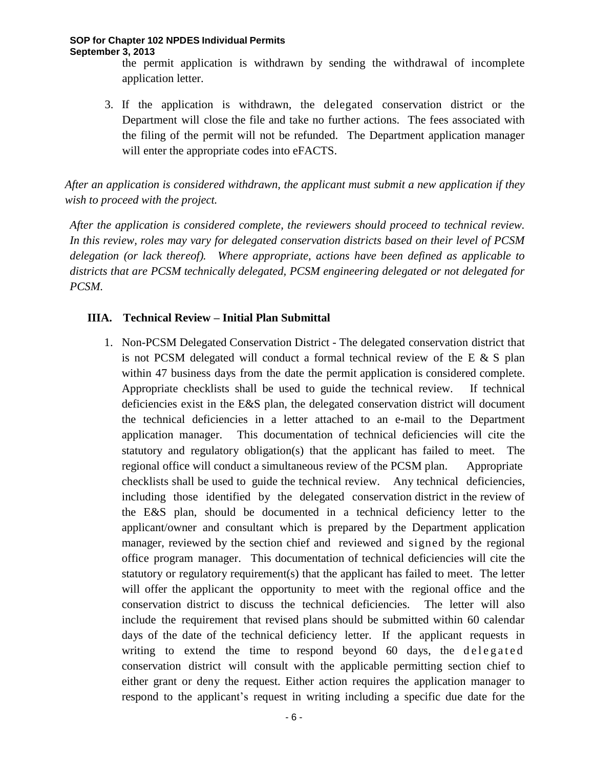the permit application is withdrawn by sending the withdrawal of incomplete application letter.

3. If the application is withdrawn, the delegated conservation district or the Department will close the file and take no further actions. The fees associated with the filing of the permit will not be refunded. The Department application manager will enter the appropriate codes into eFACTS.

*After an application is considered withdrawn, the applicant must submit a new application if they wish to proceed with the project.*

*After the application is considered complete, the reviewers should proceed to technical review. In this review, roles may vary for delegated conservation districts based on their level of PCSM delegation (or lack thereof). Where appropriate, actions have been defined as applicable to districts that are PCSM technically delegated, PCSM engineering delegated or not delegated for PCSM.*

## IIIA. Technical Review – Initial Plan Submittal

1. Non-PCSM Delegated Conservation District - The delegated conservation district that is not PCSM delegated will conduct a formal technical review of the E & S plan within 47 business days from the date the permit application is considered complete. Appropriate checklists shall be used to guide the technical review. If technical deficiencies exist in the E&S plan, the delegated conservation district will document the technical deficiencies in a letter attached to an e-mail to the Department application manager. This documentation of technical deficiencies will cite the statutory and regulatory obligation(s) that the applicant has failed to meet. The regional office will conduct a simultaneous review of the PCSM plan. Appropriate checklists shall be used to guide the technical review. Any technical deficiencies, including those identified by the delegated conservation district in the review of the E&S plan, should be documented in a technical deficiency letter to the applicant/owner and consultant which is prepared by the Department application manager, reviewed by the section chief and reviewed and signed by the regional office program manager. This documentation of technical deficiencies will cite the statutory or regulatory requirement(s) that the applicant has failed to meet. The letter will offer the applicant the opportunity to meet with the regional office and the conservation district to discuss the technical deficiencies. The letter will also include the requirement that revised plans should be submitted within 60 calendar days of the date of the technical deficiency letter. If the applicant requests in writing to extend the time to respond beyond 60 days, the delegated conservation district will consult with the applicable permitting section chief to either grant or deny the request. Either action requires the application manager to respond to the applicant's request in writing including a specific due date for the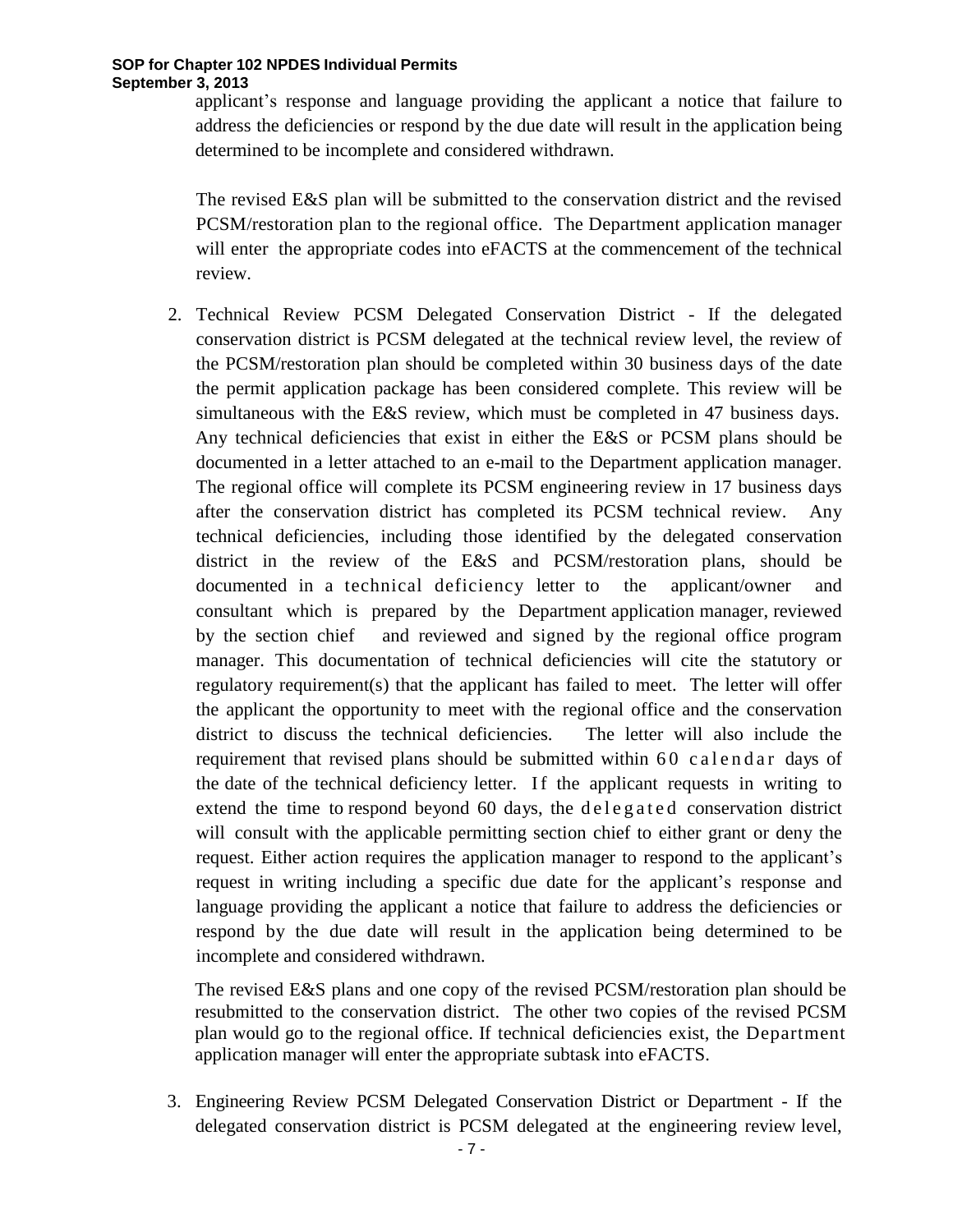applicant's response and language providing the applicant a notice that failure to address the deficiencies or respond by the due date will result in the application being determined to be incomplete and considered withdrawn.

The revised E&S plan will be submitted to the conservation district and the revised PCSM/restoration plan to the regional office. The Department application manager will enter the appropriate codes into eFACTS at the commencement of the technical review.

2. Technical Review PCSM Delegated Conservation District - If the delegated conservation district is PCSM delegated at the technical review level, the review of the PCSM/restoration plan should be completed within 30 business days of the date the permit application package has been considered complete. This review will be simultaneous with the E&S review, which must be completed in 47 business days. Any technical deficiencies that exist in either the E&S or PCSM plans should be documented in a letter attached to an e-mail to the Department application manager. The regional office will complete its PCSM engineering review in 17 business days after the conservation district has completed its PCSM technical review. Any technical deficiencies, including those identified by the delegated conservation district in the review of the E&S and PCSM/restoration plans, should be documented in a technical deficiency letter to the applicant/owner and consultant which is prepared by the Department application manager, reviewed by the section chief and reviewed and signed by the regional office program manager. This documentation of technical deficiencies will cite the statutory or regulatory requirement(s) that the applicant has failed to meet. The letter will offer the applicant the opportunity to meet with the regional office and the conservation district to discuss the technical deficiencies. The letter will also include the requirement that revised plans should be submitted within 60 calendar days of the date of the technical deficiency letter. If the applicant requests in writing to extend the time to respond beyond 60 days, the delegated conservation district will consult with the applicable permitting section chief to either grant or deny the request. Either action requires the application manager to respond to the applicant's request in writing including a specific due date for the applicant's response and language providing the applicant a notice that failure to address the deficiencies or respond by the due date will result in the application being determined to be incomplete and considered withdrawn.

   The revised E&S plans and one copy of the revised PCSM/restoration plan should be resubmitted to the conservation district. The other two copies of the revised PCSM plan would go to the regional office. If technical deficiencies exist, the Department application manager will enter the appropriate subtask into eFACTS.

3. Engineering Review PCSM Delegated Conservation District or Department - If the delegated conservation district is PCSM delegated at the engineering review level,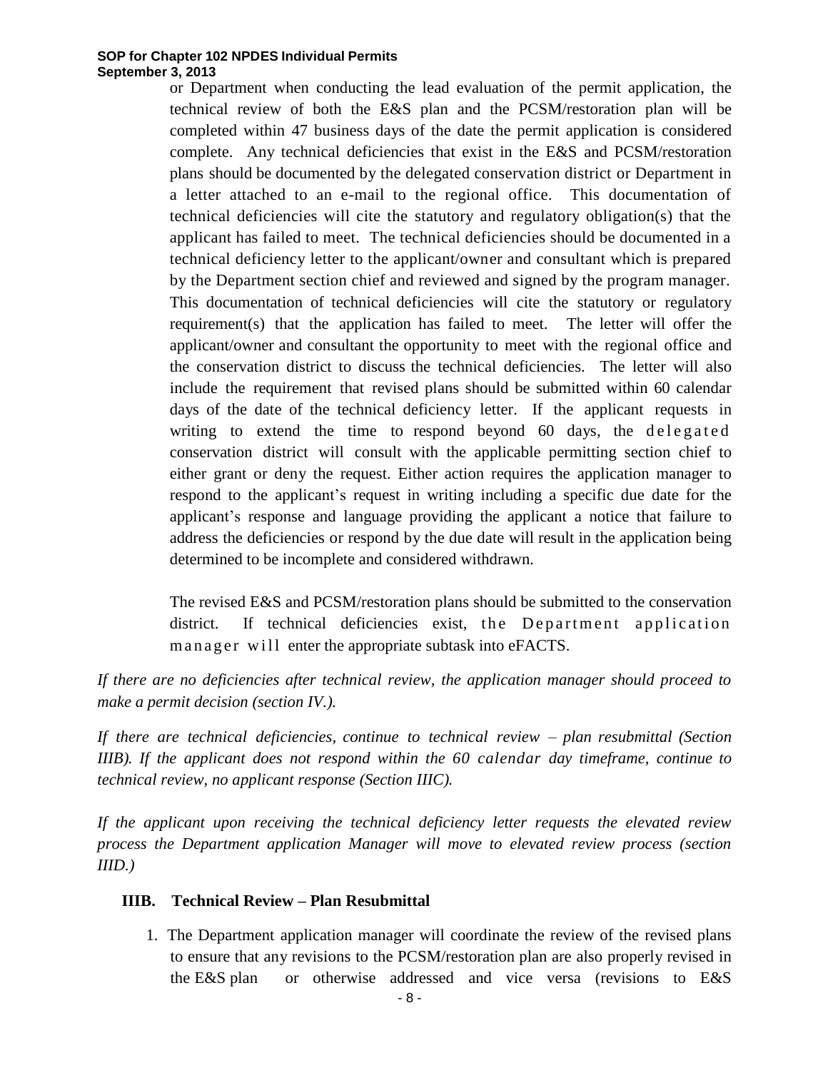or Department when conducting the lead evaluation of the permit application, the technical review of both the E&S plan and the PCSM/restoration plan will be completed within 47 business days of the date the permit application is considered complete. Any technical deficiencies that exist in the E&S and PCSM/restoration plans should be documented by the delegated conservation district or Department in a letter attached to an e-mail to the regional office. This documentation of technical deficiencies will cite the statutory and regulatory obligation(s) that the applicant has failed to meet. The technical deficiencies should be documented in a technical deficiency letter to the applicant/owner and consultant which is prepared by the Department section chief and reviewed and signed by the program manager. This documentation of technical deficiencies will cite the statutory or regulatory requirement(s) that the application has failed to meet. The letter will offer the applicant/owner and consultant the opportunity to meet with the regional office and the conservation district to discuss the technical deficiencies. The letter will also include the requirement that revised plans should be submitted within 60 calendar days of the date of the technical deficiency letter. If the applicant requests in writing to extend the time to respond beyond 60 days, the delegated conservation district will consult with the applicable permitting section chief to either grant or deny the request. Either action requires the application manager to respond to the applicant's request in writing including a specific due date for the applicant's response and language providing the applicant a notice that failure to address the deficiencies or respond by the due date will result in the application being determined to be incomplete and considered withdrawn.

The revised E&S and PCSM/restoration plans should be submitted to the conservation district. If technical deficiencies exist, the Department application manager will enter the appropriate subtask into eFACTS.

*If there are no deficiencies after technical review, the application manager should proceed to make a permit decision (section IV.).*

*If there are technical deficiencies, continue to technical review – plan resubmittal (Section IIIB). If the applicant does not respond within the 60 calendar day timeframe, continue to technical review, no applicant response (Section IIIC).*

*If the applicant upon receiving the technical deficiency letter requests the elevated review process the Department application Manager will move to elevated review process (section IIID.)*

### IIIB. Technical Review – Plan Resubmittal

1. The Department application manager will coordinate the review of the revised plans to ensure that any revisions to the PCSM/restoration plan are also properly revised in the E&S plan or otherwise addressed and vice versa (revisions to E&S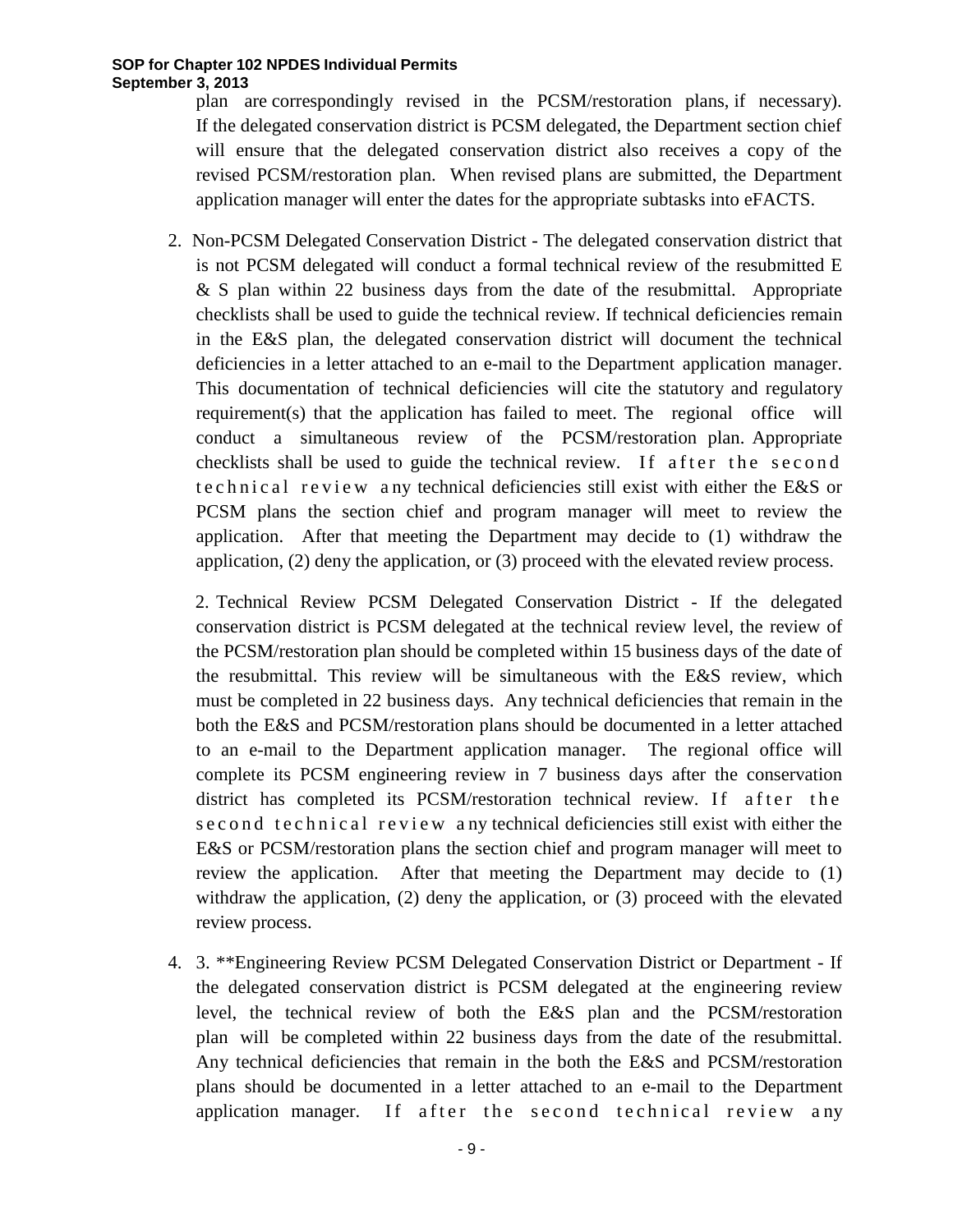plan are correspondingly revised in the PCSM/restoration plans, if necessary). If the delegated conservation district is PCSM delegated, the Department section chief will ensure that the delegated conservation district also receives a copy of the revised PCSM/restoration plan. When revised plans are submitted, the Department application manager will enter the dates for the appropriate subtasks into eFACTS.

2. Non-PCSM Delegated Conservation District - The delegated conservation district that is not PCSM delegated will conduct a formal technical review of the resubmitted E & S plan within 22 business days from the date of the resubmittal. Appropriate checklists shall be used to guide the technical review. If technical deficiencies remain in the E&S plan, the delegated conservation district will document the technical deficiencies in a letter attached to an e-mail to the Department application manager. This documentation of technical deficiencies will cite the statutory and regulatory requirement(s) that the application has failed to meet. The regional office will conduct a simultaneous review of the PCSM/restoration plan. Appropriate checklists shall be used to guide the technical review. If after the second technical review any technical deficiencies still exist with either the E&S or PCSM plans the section chief and program manager will meet to review the application. After that meeting the Department may decide to (1) withdraw the application, (2) deny the application, or (3) proceed with the elevated review process.

   2. Technical Review PCSM Delegated Conservation District - If the delegated conservation district is PCSM delegated at the technical review level, the review of the PCSM/restoration plan should be completed within 15 business days of the date of the resubmittal. This review will be simultaneous with the E&S review, which must be completed in 22 business days. Any technical deficiencies that remain in the both the E&S and PCSM/restoration plans should be documented in a letter attached to an e-mail to the Department application manager. The regional office will complete its PCSM engineering review in 7 business days after the conservation district has completed its PCSM/restoration technical review. If after the second technical review any technical deficiencies still exist with either the E&S or PCSM/restoration plans the section chief and program manager will meet to review the application. After that meeting the Department may decide to (1) withdraw the application, (2) deny the application, or (3) proceed with the elevated review process.

4. 3. **Engineering Review PCSM Delegated Conservation District or Department - If the delegated conservation district is PCSM delegated at the engineering review level, the technical review of both the E&S plan and the PCSM/restoration plan will be completed within 22 business days from the date of the resubmittal. Any technical deficiencies that remain in the both the E&S and PCSM/restoration plans should be documented in a letter attached to an e-mail to the Department application manager. If after the second technical review any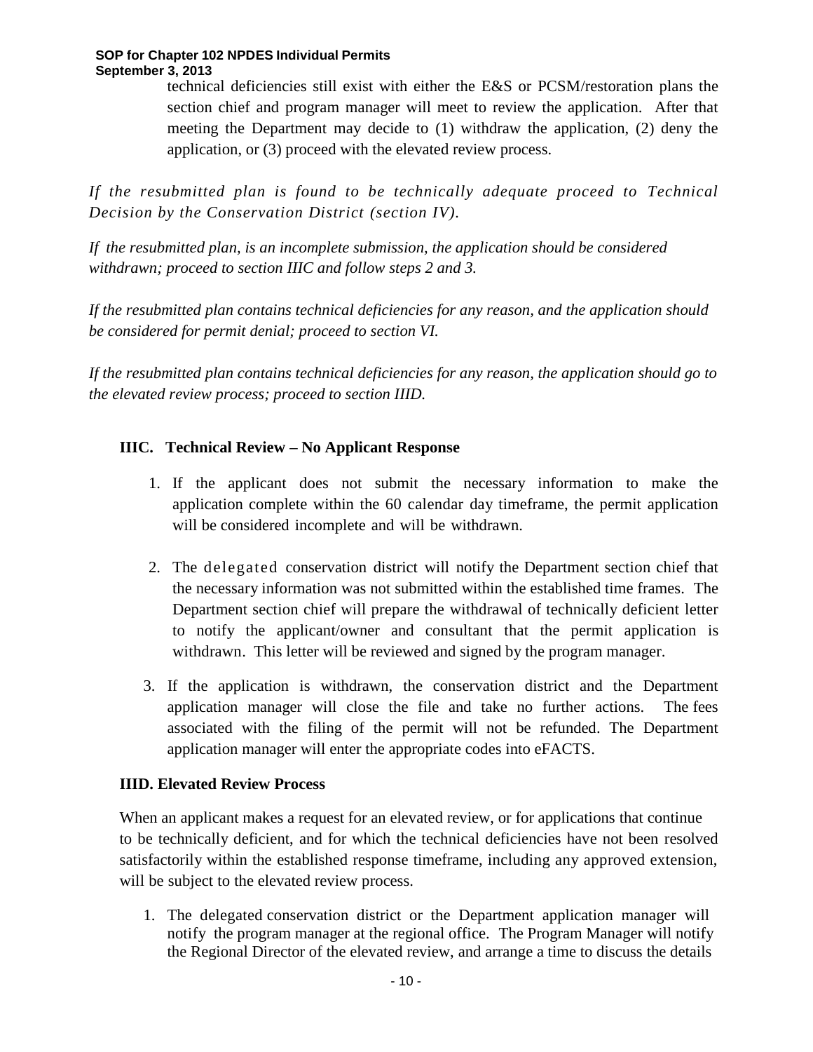technical deficiencies still exist with either the E&S or PCSM/restoration plans the section chief and program manager will meet to review the application. After that meeting the Department may decide to (1) withdraw the application, (2) deny the application, or (3) proceed with the elevated review process.

*If the resubmitted plan is found to be technically adequate proceed to Technical Decision by the Conservation District (section IV).*

*If the resubmitted plan, is an incomplete submission, the application should be considered withdrawn; proceed to section IIIC and follow steps 2 and 3.*

*If the resubmitted plan contains technical deficiencies for any reason, and the application should be considered for permit denial; proceed to section VI.*

*If the resubmitted plan contains technical deficiencies for any reason, the application should go to the elevated review process; proceed to section IIID.*

### IIIC. Technical Review – No Applicant Response

1. If the applicant does not submit the necessary information to make the application complete within the 60 calendar day timeframe, the permit application will be considered incomplete and will be withdrawn.
2. The delegated conservation district will notify the Department section chief that the necessary information was not submitted within the established time frames. The Department section chief will prepare the withdrawal of technically deficient letter to notify the applicant/owner and consultant that the permit application is withdrawn. This letter will be reviewed and signed by the program manager.
3. If the application is withdrawn, the conservation district and the Department application manager will close the file and take no further actions. The fees associated with the filing of the permit will not be refunded. The Department application manager will enter the appropriate codes into eFACTS.

### IIID. Elevated Review Process

When an applicant makes a request for an elevated review, or for applications that continue to be technically deficient, and for which the technical deficiencies have not been resolved satisfactorily within the established response timeframe, including any approved extension, will be subject to the elevated review process.

1. The delegated conservation district or the Department application manager will notify the program manager at the regional office. The Program Manager will notify the Regional Director of the elevated review, and arrange a time to discuss the details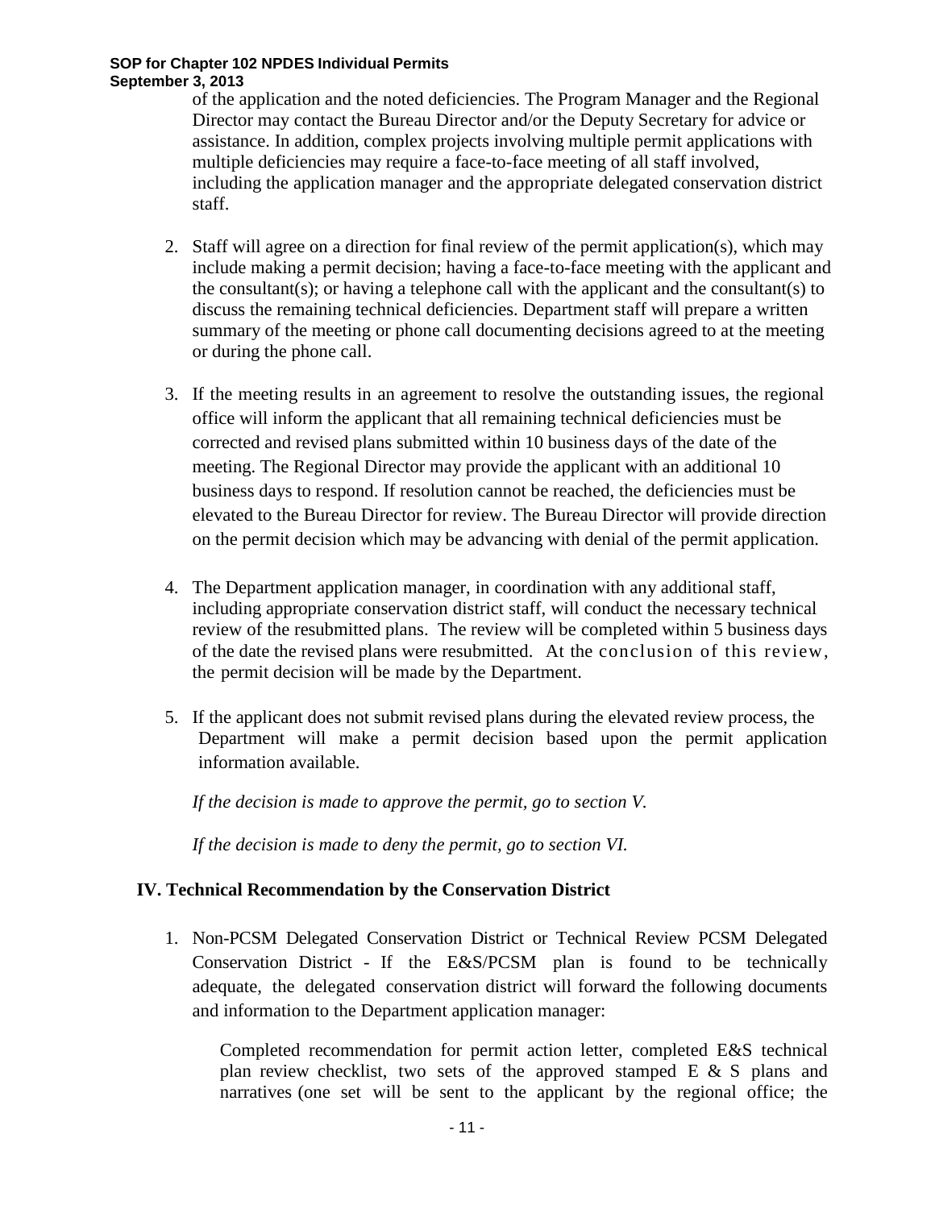of the application and the noted deficiencies. The Program Manager and the Regional Director may contact the Bureau Director and/or the Deputy Secretary for advice or assistance. In addition, complex projects involving multiple permit applications with multiple deficiencies may require a face-to-face meeting of all staff involved, including the application manager and the appropriate delegated conservation district staff.

2. Staff will agree on a direction for final review of the permit application(s), which may include making a permit decision; having a face-to-face meeting with the applicant and the consultant(s); or having a telephone call with the applicant and the consultant(s) to discuss the remaining technical deficiencies. Department staff will prepare a written summary of the meeting or phone call documenting decisions agreed to at the meeting or during the phone call.

3. If the meeting results in an agreement to resolve the outstanding issues, the regional office will inform the applicant that all remaining technical deficiencies must be corrected and revised plans submitted within 10 business days of the date of the meeting. The Regional Director may provide the applicant with an additional 10 business days to respond. If resolution cannot be reached, the deficiencies must be elevated to the Bureau Director for review. The Bureau Director will provide direction on the permit decision which may be advancing with denial of the permit application.

4. The Department application manager, in coordination with any additional staff, including appropriate conservation district staff, will conduct the necessary technical review of the resubmitted plans. The review will be completed within 5 business days of the date the revised plans were resubmitted. At the conclusion of this review, the permit decision will be made by the Department.

5. If the applicant does not submit revised plans during the elevated review process, the Department will make a permit decision based upon the permit application information available.

   *If the decision is made to approve the permit, go to section V.*

   *If the decision is made to deny the permit, go to section VI.*

## IV. Technical Recommendation by the Conservation District

1. Non-PCSM Delegated Conservation District or Technical Review PCSM Delegated Conservation District - If the E&S/PCSM plan is found to be technically adequate, the delegated conservation district will forward the following documents and information to the Department application manager:

   Completed recommendation for permit action letter, completed E&S technical plan review checklist, two sets of the approved stamped E & S plans and narratives (one set will be sent to the applicant by the regional office; the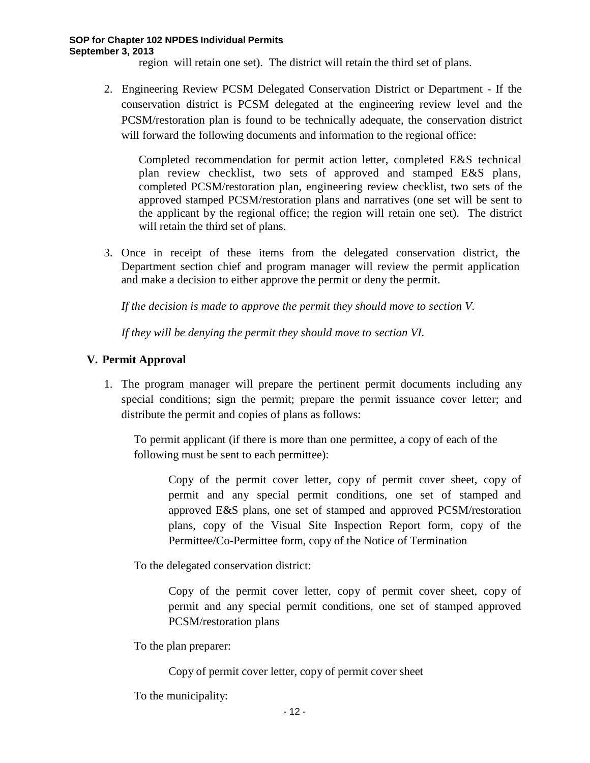region will retain one set). The district will retain the third set of plans.

2. Engineering Review PCSM Delegated Conservation District or Department - If the conservation district is PCSM delegated at the engineering review level and the PCSM/restoration plan is found to be technically adequate, the conservation district will forward the following documents and information to the regional office:

   Completed recommendation for permit action letter, completed E&S technical plan review checklist, two sets of approved and stamped E&S plans, completed PCSM/restoration plan, engineering review checklist, two sets of the approved stamped PCSM/restoration plans and narratives (one set will be sent to the applicant by the regional office; the region will retain one set). The district will retain the third set of plans.

3. Once in receipt of these items from the delegated conservation district, the Department section chief and program manager will review the permit application and make a decision to either approve the permit or deny the permit.

   *If the decision is made to approve the permit they should move to section V.*

   *If they will be denying the permit they should move to section VI.*

## V. Permit Approval

1. The program manager will prepare the pertinent permit documents including any special conditions; sign the permit; prepare the permit issuance cover letter; and distribute the permit and copies of plans as follows:

   To permit applicant (if there is more than one permittee, a copy of each of the following must be sent to each permittee):

   > Copy of the permit cover letter, copy of permit cover sheet, copy of permit and any special permit conditions, one set of stamped and approved E&S plans, one set of stamped and approved PCSM/restoration plans, copy of the Visual Site Inspection Report form, copy of the Permittee/Co-Permittee form, copy of the Notice of Termination

   To the delegated conservation district:

   > Copy of the permit cover letter, copy of permit cover sheet, copy of permit and any special permit conditions, one set of stamped approved PCSM/restoration plans

   To the plan preparer:

   > Copy of permit cover letter, copy of permit cover sheet

   To the municipality: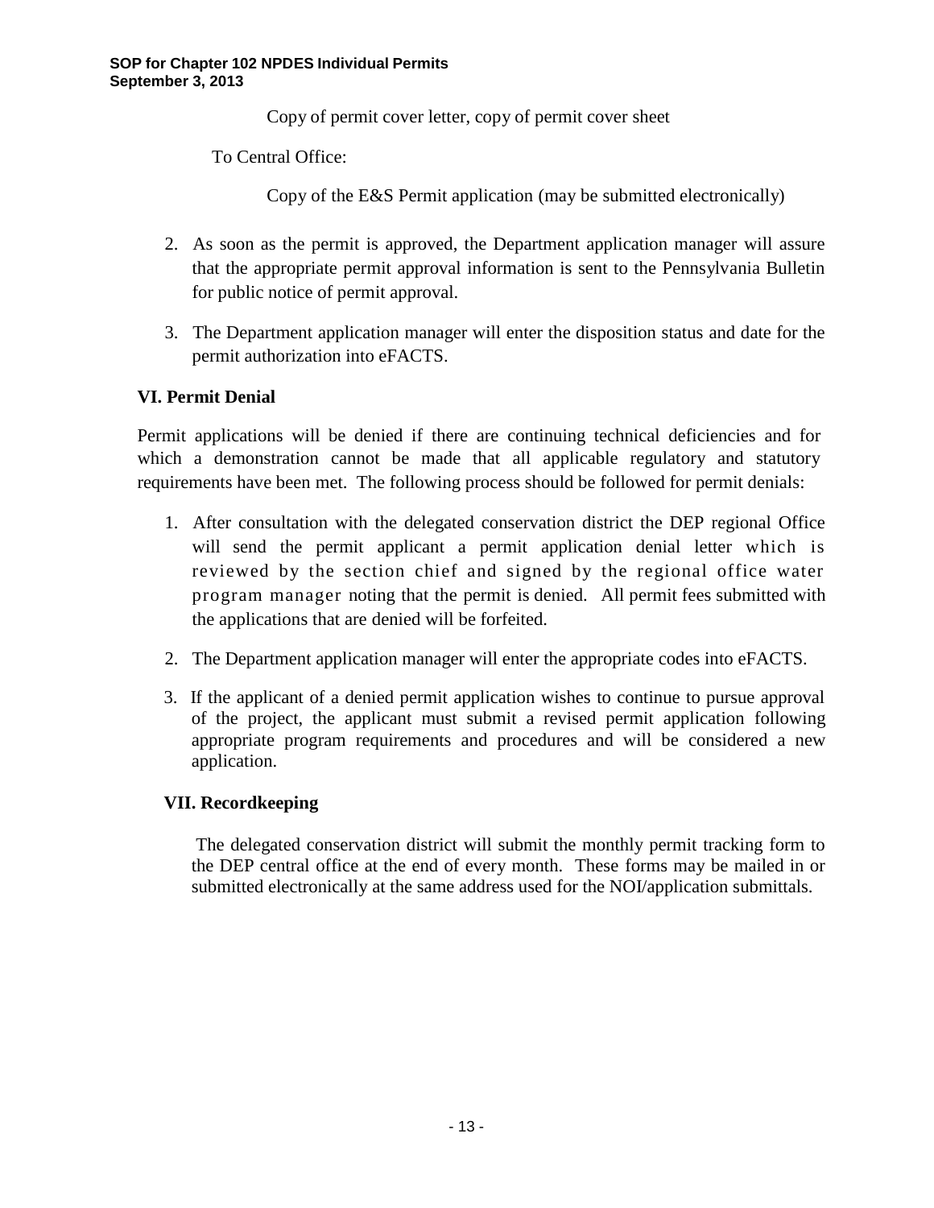Copy of permit cover letter, copy of permit cover sheet

To Central Office:

Copy of the E&S Permit application (may be submitted electronically)

2. As soon as the permit is approved, the Department application manager will assure that the appropriate permit approval information is sent to the Pennsylvania Bulletin for public notice of permit approval.
3. The Department application manager will enter the disposition status and date for the permit authorization into eFACTS.

### VI. Permit Denial

Permit applications will be denied if there are continuing technical deficiencies and for which a demonstration cannot be made that all applicable regulatory and statutory requirements have been met. The following process should be followed for permit denials:

1. After consultation with the delegated conservation district the DEP regional Office will send the permit applicant a permit application denial letter which is reviewed by the section chief and signed by the regional office water program manager noting that the permit is denied. All permit fees submitted with the applications that are denied will be forfeited.
2. The Department application manager will enter the appropriate codes into eFACTS.
3. If the applicant of a denied permit application wishes to continue to pursue approval of the project, the applicant must submit a revised permit application following appropriate program requirements and procedures and will be considered a new application.

### VII. Recordkeeping

The delegated conservation district will submit the monthly permit tracking form to the DEP central office at the end of every month. These forms may be mailed in or submitted electronically at the same address used for the NOI/application submittals.